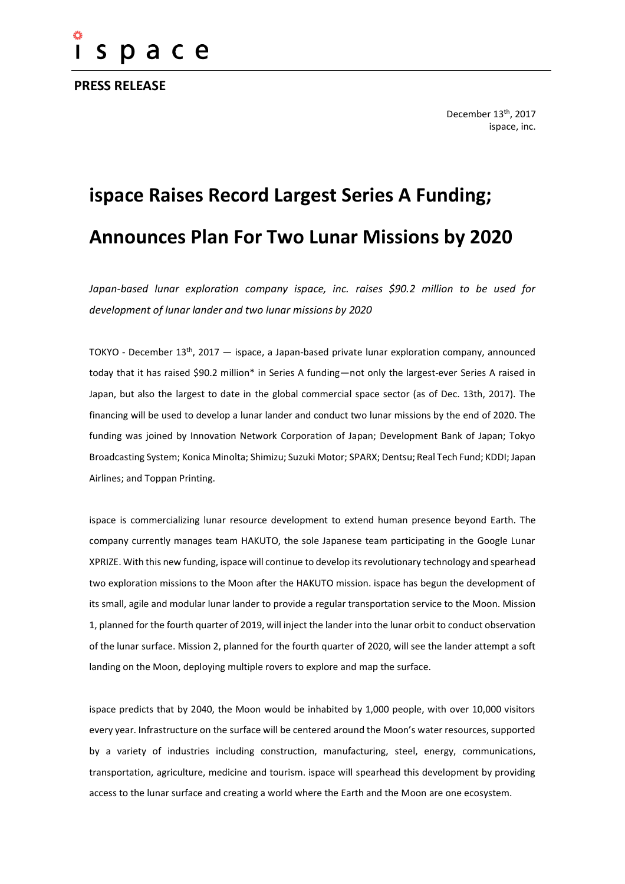ispace

**PRESS RELEASE**

December 13th, 2017
ispace, inc.

# ispace Raises Record Largest Series A Funding; Announces Plan For Two Lunar Missions by 2020

*Japan-based lunar exploration company ispace, inc. raises $90.2 million to be used for development of lunar lander and two lunar missions by 2020*

TOKYO - December 13th, 2017 — ispace, a Japan-based private lunar exploration company, announced today that it has raised $90.2 million* in Series A funding—not only the largest-ever Series A raised in Japan, but also the largest to date in the global commercial space sector (as of Dec. 13th, 2017). The financing will be used to develop a lunar lander and conduct two lunar missions by the end of 2020. The funding was joined by Innovation Network Corporation of Japan; Development Bank of Japan; Tokyo Broadcasting System; Konica Minolta; Shimizu; Suzuki Motor; SPARX; Dentsu; Real Tech Fund; KDDI; Japan Airlines; and Toppan Printing.

ispace is commercializing lunar resource development to extend human presence beyond Earth. The company currently manages team HAKUTO, the sole Japanese team participating in the Google Lunar XPRIZE. With this new funding, ispace will continue to develop its revolutionary technology and spearhead two exploration missions to the Moon after the HAKUTO mission. ispace has begun the development of its small, agile and modular lunar lander to provide a regular transportation service to the Moon. Mission 1, planned for the fourth quarter of 2019, will inject the lander into the lunar orbit to conduct observation of the lunar surface. Mission 2, planned for the fourth quarter of 2020, will see the lander attempt a soft landing on the Moon, deploying multiple rovers to explore and map the surface.

ispace predicts that by 2040, the Moon would be inhabited by 1,000 people, with over 10,000 visitors every year. Infrastructure on the surface will be centered around the Moon's water resources, supported by a variety of industries including construction, manufacturing, steel, energy, communications, transportation, agriculture, medicine and tourism. ispace will spearhead this development by providing access to the lunar surface and creating a world where the Earth and the Moon are one ecosystem.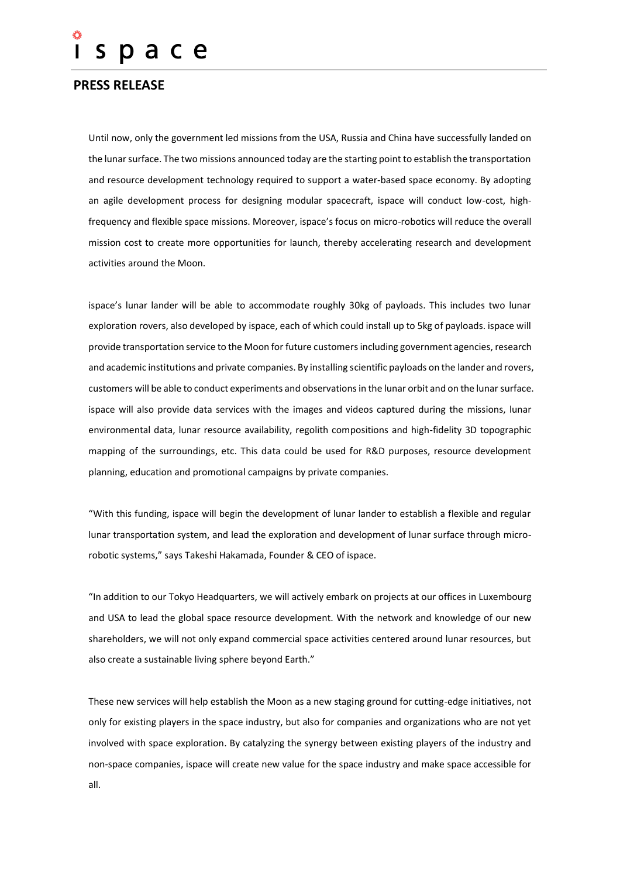Until now, only the government led missions from the USA, Russia and China have successfully landed on the lunar surface. The two missions announced today are the starting point to establish the transportation and resource development technology required to support a water-based space economy. By adopting an agile development process for designing modular spacecraft, ispace will conduct low-cost, high-frequency and flexible space missions. Moreover, ispace's focus on micro-robotics will reduce the overall mission cost to create more opportunities for launch, thereby accelerating research and development activities around the Moon.

ispace's lunar lander will be able to accommodate roughly 30kg of payloads. This includes two lunar exploration rovers, also developed by ispace, each of which could install up to 5kg of payloads. ispace will provide transportation service to the Moon for future customers including government agencies, research and academic institutions and private companies. By installing scientific payloads on the lander and rovers, customers will be able to conduct experiments and observations in the lunar orbit and on the lunar surface. ispace will also provide data services with the images and videos captured during the missions, lunar environmental data, lunar resource availability, regolith compositions and high-fidelity 3D topographic mapping of the surroundings, etc. This data could be used for R&D purposes, resource development planning, education and promotional campaigns by private companies.

"With this funding, ispace will begin the development of lunar lander to establish a flexible and regular lunar transportation system, and lead the exploration and development of lunar surface through micro-robotic systems," says Takeshi Hakamada, Founder & CEO of ispace.

"In addition to our Tokyo Headquarters, we will actively embark on projects at our offices in Luxembourg and USA to lead the global space resource development. With the network and knowledge of our new shareholders, we will not only expand commercial space activities centered around lunar resources, but also create a sustainable living sphere beyond Earth."

These new services will help establish the Moon as a new staging ground for cutting-edge initiatives, not only for existing players in the space industry, but also for companies and organizations who are not yet involved with space exploration. By catalyzing the synergy between existing players of the industry and non-space companies, ispace will create new value for the space industry and make space accessible for all.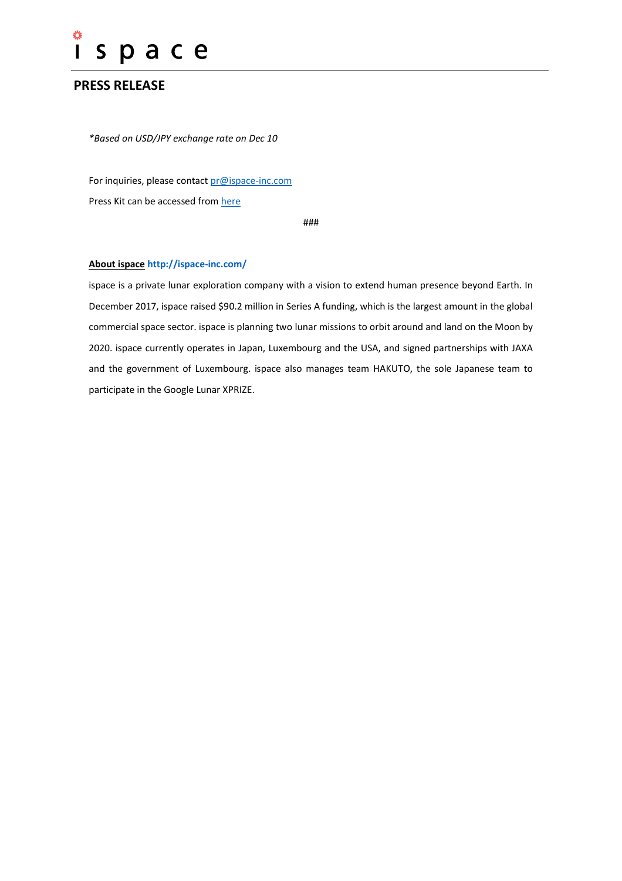*Based on USD/JPY exchange rate on Dec 10

For inquiries, please contact pr@ispace-inc.com

Press Kit can be accessed from here

###

**About ispace** **http://ispace-inc.com/**

ispace is a private lunar exploration company with a vision to extend human presence beyond Earth. In December 2017, ispace raised $90.2 million in Series A funding, which is the largest amount in the global commercial space sector. ispace is planning two lunar missions to orbit around and land on the Moon by 2020. ispace currently operates in Japan, Luxembourg and the USA, and signed partnerships with JAXA and the government of Luxembourg. ispace also manages team HAKUTO, the sole Japanese team to participate in the Google Lunar XPRIZE.